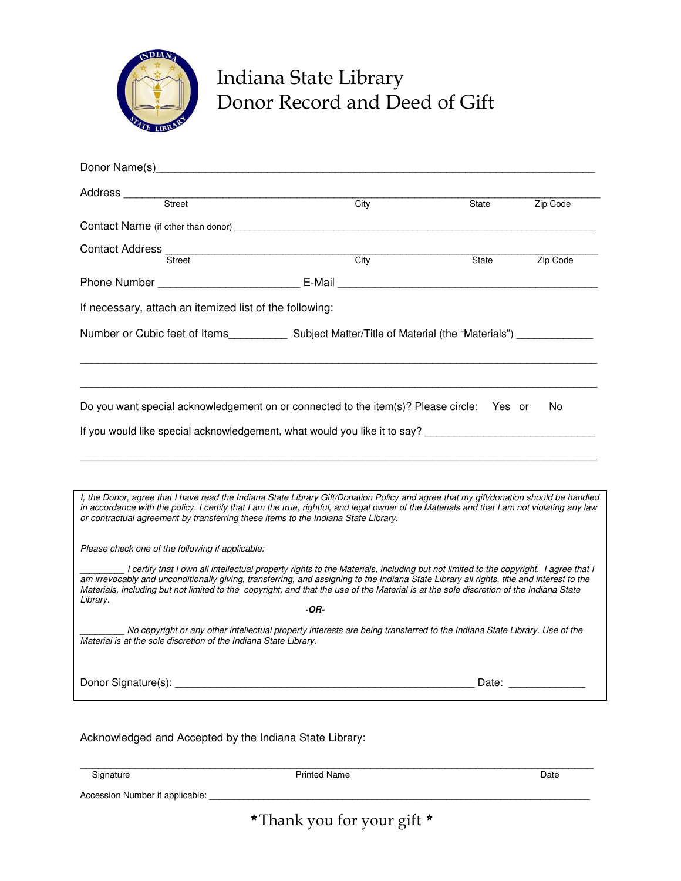# Indiana State Library
# Donor Record and Deed of Gift

Donor Name(s)_______________________________________________________________________

Address ____________________________________________________________________________
Street City State Zip Code

Contact Name (if other than donor) _________________________________________________

Contact Address ____________________________________________________________________
Street City State Zip Code

Phone Number _______________________ E-Mail ____________________________________________

If necessary, attach an itemized list of the following:

Number or Cubic feet of Items__________ Subject Matter/Title of Material (the "Materials") _____________

____________________________________________________________________________________

____________________________________________________________________________________

Do you want special acknowledgement on or connected to the item(s)? Please circle: Yes or No

If you would like special acknowledgement, what would you like it to say? _____________________________

____________________________________________________________________________________

*I, the Donor, agree that I have read the Indiana State Library Gift/Donation Policy and agree that my gift/donation should be handled in accordance with the policy. I certify that I am the true, rightful, and legal owner of the Materials and that I am not violating any law or contractual agreement by transferring these items to the Indiana State Library.*

*Please check one of the following if applicable:*

_________ *I certify that I own all intellectual property rights to the Materials, including but not limited to the copyright. I agree that I am irrevocably and unconditionally giving, transferring, and assigning to the Indiana State Library all rights, title and interest to the Materials, including but not limited to the copyright, and that the use of the Material is at the sole discretion of the Indiana State Library.*

***-OR-***

_________ *No copyright or any other intellectual property interests are being transferred to the Indiana State Library. Use of the Material is at the sole discretion of the Indiana State Library.*

Donor Signature(s): ____________________________________________________ Date: _____________

Acknowledged and Accepted by the Indiana State Library:

____________________________________________________________________________________
Signature Printed Name Date

Accession Number if applicable: ____________________________________________________________

*Thank you for your gift*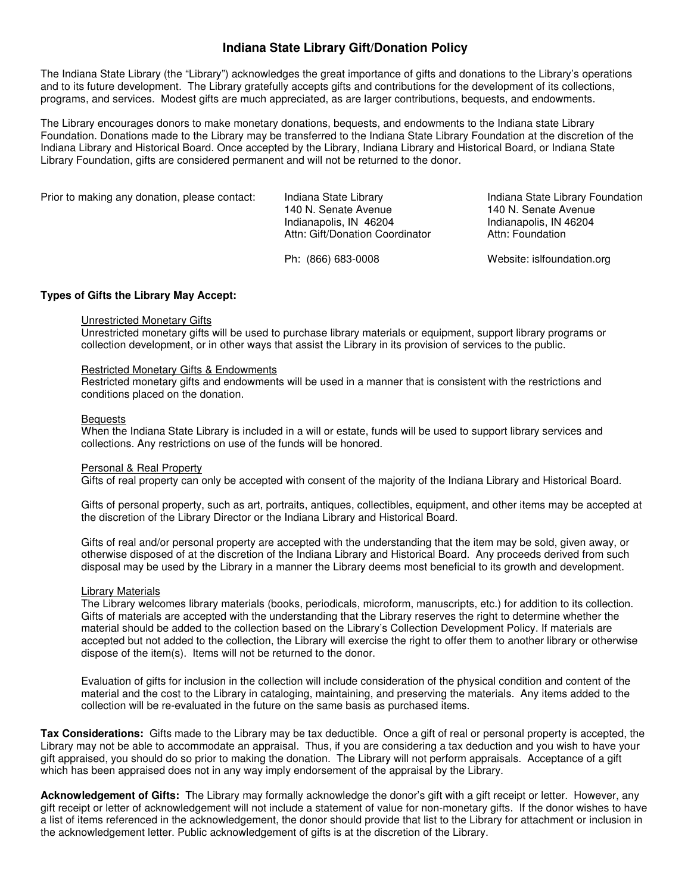# Indiana State Library Gift/Donation Policy

The Indiana State Library (the "Library") acknowledges the great importance of gifts and donations to the Library's operations and to its future development. The Library gratefully accepts gifts and contributions for the development of its collections, programs, and services. Modest gifts are much appreciated, as are larger contributions, bequests, and endowments.

The Library encourages donors to make monetary donations, bequests, and endowments to the Indiana state Library Foundation. Donations made to the Library may be transferred to the Indiana State Library Foundation at the discretion of the Indiana Library and Historical Board. Once accepted by the Library, Indiana Library and Historical Board, or Indiana State Library Foundation, gifts are considered permanent and will not be returned to the donor.

Prior to making any donation, please contact:

Indiana State Library
140 N. Senate Avenue
Indianapolis, IN 46204
Attn: Gift/Donation Coordinator

Ph: (866) 683-0008

Indiana State Library Foundation
140 N. Senate Avenue
Indianapolis, IN 46204
Attn: Foundation

Website: islfoundation.org

**Types of Gifts the Library May Accept:**

Unrestricted Monetary Gifts
Unrestricted monetary gifts will be used to purchase library materials or equipment, support library programs or collection development, or in other ways that assist the Library in its provision of services to the public.

Restricted Monetary Gifts & Endowments
Restricted monetary gifts and endowments will be used in a manner that is consistent with the restrictions and conditions placed on the donation.

Bequests
When the Indiana State Library is included in a will or estate, funds will be used to support library services and collections. Any restrictions on use of the funds will be honored.

Personal & Real Property
Gifts of real property can only be accepted with consent of the majority of the Indiana Library and Historical Board.

Gifts of personal property, such as art, portraits, antiques, collectibles, equipment, and other items may be accepted at the discretion of the Library Director or the Indiana Library and Historical Board.

Gifts of real and/or personal property are accepted with the understanding that the item may be sold, given away, or otherwise disposed of at the discretion of the Indiana Library and Historical Board. Any proceeds derived from such disposal may be used by the Library in a manner the Library deems most beneficial to its growth and development.

Library Materials
The Library welcomes library materials (books, periodicals, microform, manuscripts, etc.) for addition to its collection. Gifts of materials are accepted with the understanding that the Library reserves the right to determine whether the material should be added to the collection based on the Library's Collection Development Policy. If materials are accepted but not added to the collection, the Library will exercise the right to offer them to another library or otherwise dispose of the item(s). Items will not be returned to the donor.

Evaluation of gifts for inclusion in the collection will include consideration of the physical condition and content of the material and the cost to the Library in cataloging, maintaining, and preserving the materials. Any items added to the collection will be re-evaluated in the future on the same basis as purchased items.

**Tax Considerations:** Gifts made to the Library may be tax deductible. Once a gift of real or personal property is accepted, the Library may not be able to accommodate an appraisal. Thus, if you are considering a tax deduction and you wish to have your gift appraised, you should do so prior to making the donation. The Library will not perform appraisals. Acceptance of a gift which has been appraised does not in any way imply endorsement of the appraisal by the Library.

**Acknowledgement of Gifts:** The Library may formally acknowledge the donor's gift with a gift receipt or letter. However, any gift receipt or letter of acknowledgement will not include a statement of value for non-monetary gifts. If the donor wishes to have a list of items referenced in the acknowledgement, the donor should provide that list to the Library for attachment or inclusion in the acknowledgement letter. Public acknowledgement of gifts is at the discretion of the Library.